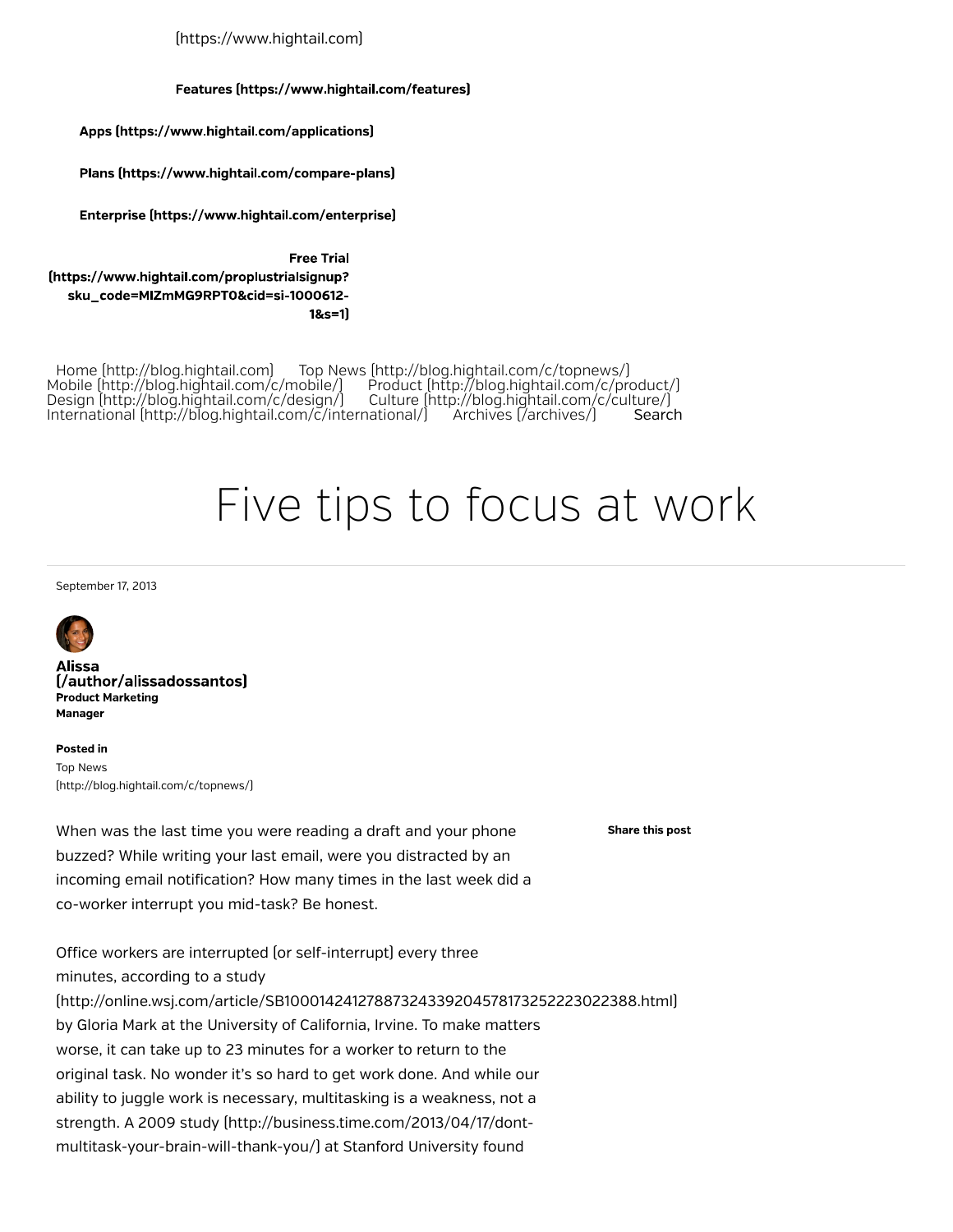(https://www.hightail.com)

**Features (https://www.hightail.com/features)**

**Apps (https://www.hightail.com/applications)**

**Plans (https://www.hightail.com/compare-plans)**

**Enterprise (https://www.hightail.com/enterprise)**

**Free Trial (https://www.hightail.com/proplustrialsignup?sku_code=MIZmMG9RPT0&cid=si-1000612-1&s=1)**

Home (http://blog.hightail.com) Top News (http://blog.hightail.com/c/topnews/) Mobile (http://blog.hightail.com/c/mobile/) Product (http://blog.hightail.com/c/product/) Design (http://blog.hightail.com/c/design/) Culture (http://blog.hightail.com/c/culture/) International (http://blog.hightail.com/c/international/) Archives (/archives/) Search

# Five tips to focus at work

September 17, 2013

**Alissa (/author/alissadossantos)**
**Product Marketing Manager**

**Posted in**
Top News (http://blog.hightail.com/c/topnews/)

**Share this post**

When was the last time you were reading a draft and your phone buzzed? While writing your last email, were you distracted by an incoming email notification? How many times in the last week did a co-worker interrupt you mid-task? Be honest.

Office workers are interrupted (or self-interrupt) every three minutes, according to a study (http://online.wsj.com/article/SB10001424127887324339204578173252223022388.html) by Gloria Mark at the University of California, Irvine. To make matters worse, it can take up to 23 minutes for a worker to return to the original task. No wonder it's so hard to get work done. And while our ability to juggle work is necessary, multitasking is a weakness, not a strength. A 2009 study (http://business.time.com/2013/04/17/dont-multitask-your-brain-will-thank-you/) at Stanford University found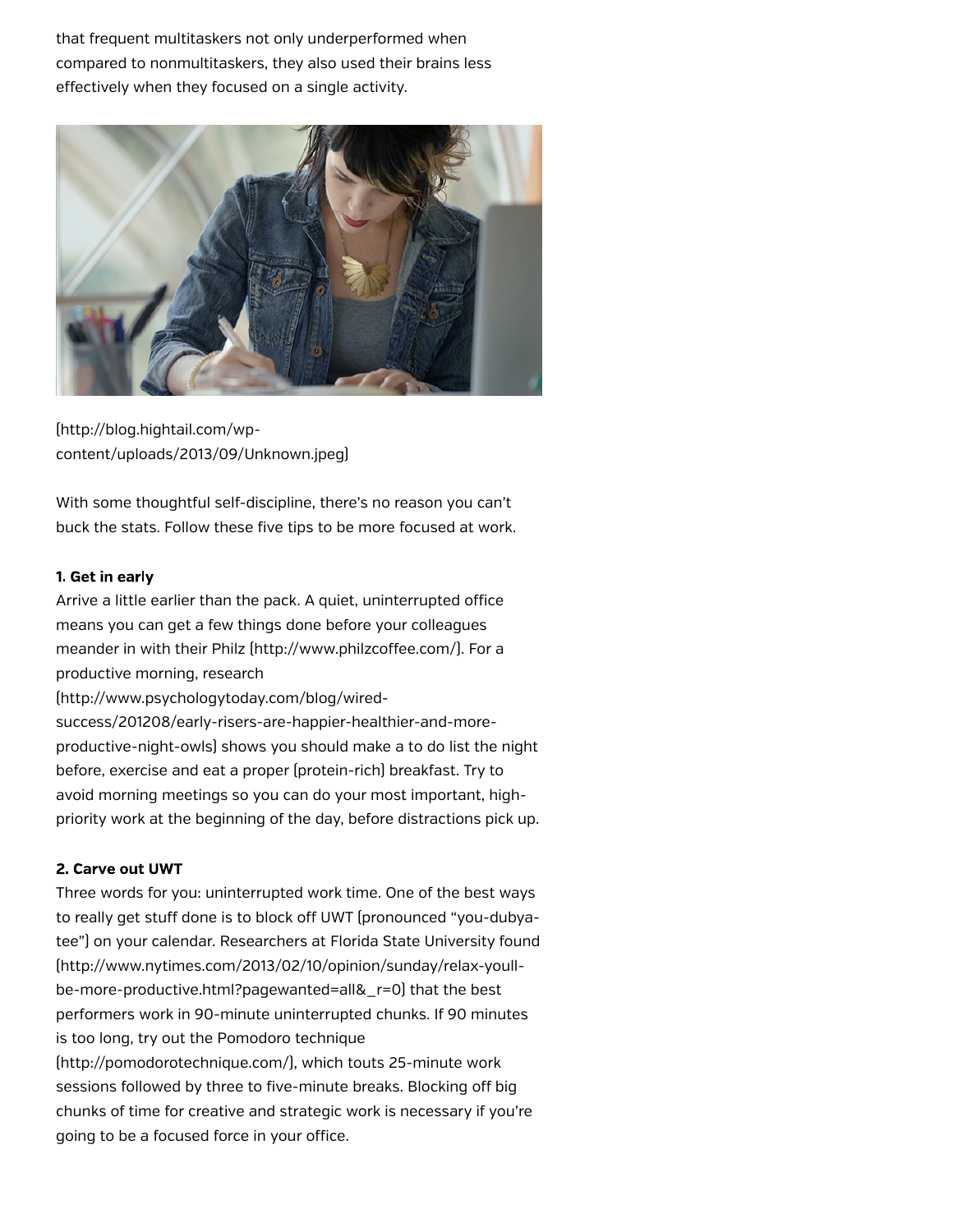that frequent multitaskers not only underperformed when compared to nonmultitaskers, they also used their brains less effectively when they focused on a single activity.

(http://blog.hightail.com/wp-content/uploads/2013/09/Unknown.jpeg)

With some thoughtful self-discipline, there's no reason you can't buck the stats. Follow these five tips to be more focused at work.

**1. Get in early**
Arrive a little earlier than the pack. A quiet, uninterrupted office means you can get a few things done before your colleagues meander in with their Philz (http://www.philzcoffee.com/). For a productive morning, research (http://www.psychologytoday.com/blog/wired-success/201208/early-risers-are-happier-healthier-and-more-productive-night-owls) shows you should make a to do list the night before, exercise and eat a proper (protein-rich) breakfast. Try to avoid morning meetings so you can do your most important, high-priority work at the beginning of the day, before distractions pick up.

**2. Carve out UWT**
Three words for you: uninterrupted work time. One of the best ways to really get stuff done is to block off UWT (pronounced "you-dubya-tee") on your calendar. Researchers at Florida State University found (http://www.nytimes.com/2013/02/10/opinion/sunday/relax-youll-be-more-productive.html?pagewanted=all&_r=0) that the best performers work in 90-minute uninterrupted chunks. If 90 minutes is too long, try out the Pomodoro technique (http://pomodorotechnique.com/), which touts 25-minute work sessions followed by three to five-minute breaks. Blocking off big chunks of time for creative and strategic work is necessary if you're going to be a focused force in your office.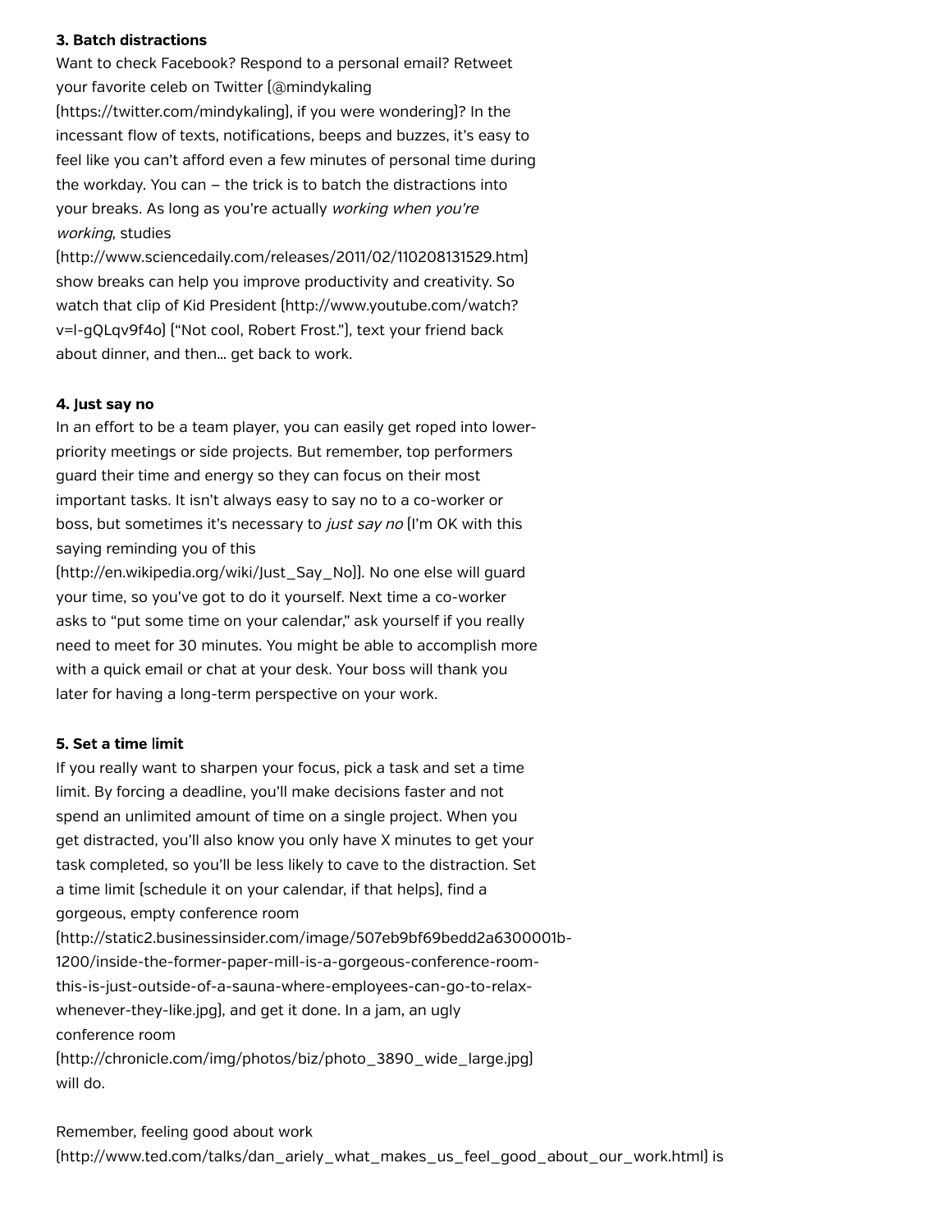**3. Batch distractions**

Want to check Facebook? Respond to a personal email? Retweet your favorite celeb on Twitter (@mindykaling (https://twitter.com/mindykaling), if you were wondering)? In the incessant flow of texts, notifications, beeps and buzzes, it's easy to feel like you can't afford even a few minutes of personal time during the workday. You can – the trick is to batch the distractions into your breaks. As long as you're actually *working when you're working*, studies (http://www.sciencedaily.com/releases/2011/02/110208131529.htm) show breaks can help you improve productivity and creativity. So watch that clip of Kid President (http://www.youtube.com/watch?v=l-gQLqv9f4o) ("Not cool, Robert Frost."), text your friend back about dinner, and then… get back to work.

**4. Just say no**

In an effort to be a team player, you can easily get roped into lower-priority meetings or side projects. But remember, top performers guard their time and energy so they can focus on their most important tasks. It isn't always easy to say no to a co-worker or boss, but sometimes it's necessary to *just say no* (I'm OK with this saying reminding you of this (http://en.wikipedia.org/wiki/Just_Say_No)). No one else will guard your time, so you've got to do it yourself. Next time a co-worker asks to "put some time on your calendar," ask yourself if you really need to meet for 30 minutes. You might be able to accomplish more with a quick email or chat at your desk. Your boss will thank you later for having a long-term perspective on your work.

**5. Set a time limit**

If you really want to sharpen your focus, pick a task and set a time limit. By forcing a deadline, you'll make decisions faster and not spend an unlimited amount of time on a single project. When you get distracted, you'll also know you only have X minutes to get your task completed, so you'll be less likely to cave to the distraction. Set a time limit (schedule it on your calendar, if that helps), find a gorgeous, empty conference room (http://static2.businessinsider.com/image/507eb9bf69bedd2a6300001b-1200/inside-the-former-paper-mill-is-a-gorgeous-conference-room-this-is-just-outside-of-a-sauna-where-employees-can-go-to-relax-whenever-they-like.jpg), and get it done. In a jam, an ugly conference room (http://chronicle.com/img/photos/biz/photo_3890_wide_large.jpg) will do.

Remember, feeling good about work (http://www.ted.com/talks/dan_ariely_what_makes_us_feel_good_about_our_work.html) is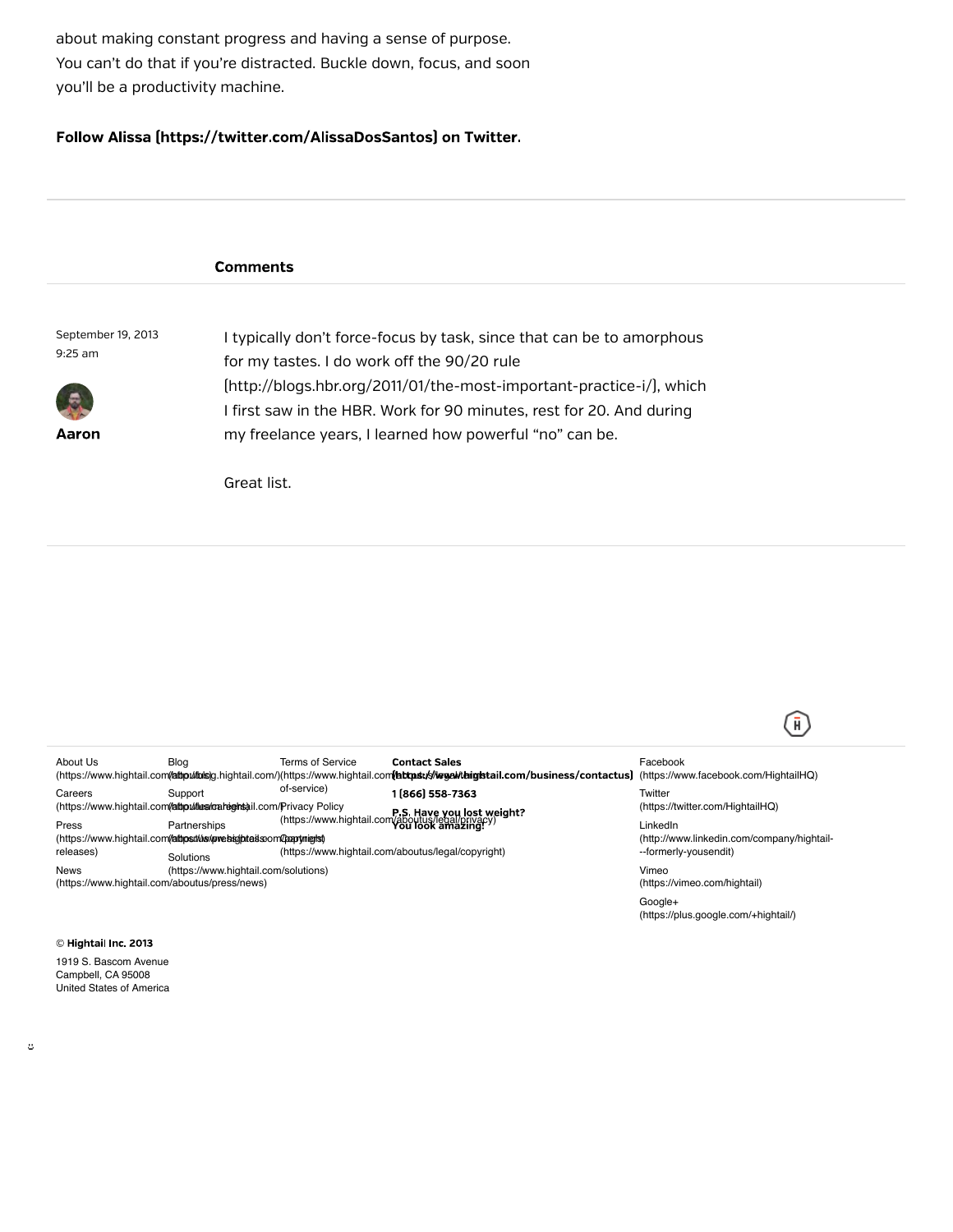about making constant progress and having a sense of purpose. You can't do that if you're distracted. Buckle down, focus, and soon you'll be a productivity machine.

**Follow Alissa (https://twitter.com/AlissaDosSantos) on Twitter.**

---

**Comments**

September 19, 2013
9:25 am

**Aaron**

I typically don't force-focus by task, since that can be to amorphous for my tastes. I do work off the 90/20 rule (http://blogs.hbr.org/2011/01/the-most-important-practice-i/), which I first saw in the HBR. Work for 90 minutes, rest for 20. And during my freelance years, I learned how powerful "no" can be.

Great list.

---

About Us (https://www.hightail.com/aboutus)
Careers (https://www.hightail.com/aboutus/careers)
Press (https://www.hightail.com/aboutus/press-releases)
News (https://www.hightail.com/aboutus/press/news)

Blog (http://blog.hightail.com/)
Support (http://hightail.com/)
Partnerships (https://www.hightail.com/partners)
Solutions (https://www.hightail.com/solutions)

Terms of Service (https://www.hightail.com/terms-of-service)
Privacy Policy (https://www.hightail.com/aboutus/legal/privacy)
Copyright (https://www.hightail.com/aboutus/legal/copyright)

**Contact Sales (https://www.hightail.com/business/contactus)**
**1 (866) 558-7363**
**P.S. Have you lost weight? You look amazing!**

Facebook (https://www.facebook.com/HightailHQ)
Twitter (https://twitter.com/HightailHQ)
LinkedIn (http://www.linkedin.com/company/hightail--formerly-yousendit)
Vimeo (https://vimeo.com/hightail)
Google+ (https://plus.google.com/+hightail/)

© **Hightail Inc. 2013**
1919 S. Bascom Avenue
Campbell, CA 95008
United States of America